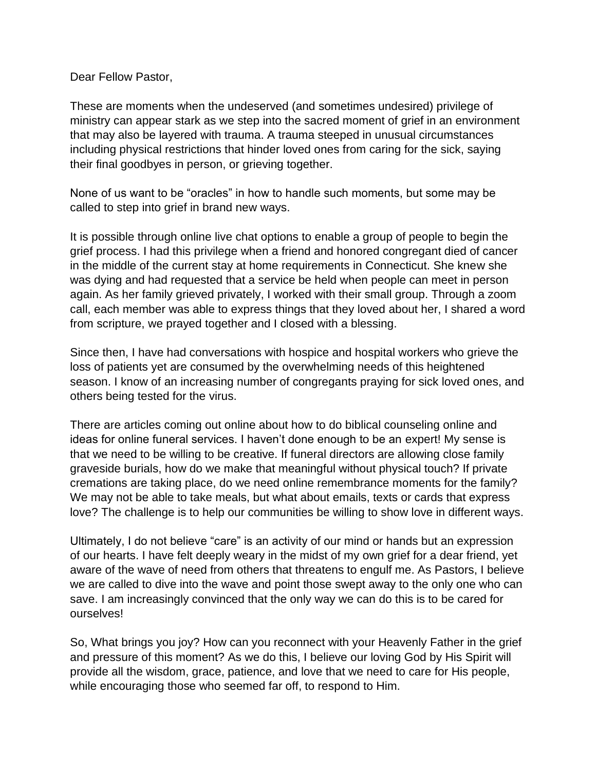Dear Fellow Pastor,

These are moments when the undeserved (and sometimes undesired) privilege of ministry can appear stark as we step into the sacred moment of grief in an environment that may also be layered with trauma. A trauma steeped in unusual circumstances including physical restrictions that hinder loved ones from caring for the sick, saying their final goodbyes in person, or grieving together.

None of us want to be "oracles" in how to handle such moments, but some may be called to step into grief in brand new ways.

It is possible through online live chat options to enable a group of people to begin the grief process. I had this privilege when a friend and honored congregant died of cancer in the middle of the current stay at home requirements in Connecticut. She knew she was dying and had requested that a service be held when people can meet in person again. As her family grieved privately, I worked with their small group. Through a zoom call, each member was able to express things that they loved about her, I shared a word from scripture, we prayed together and I closed with a blessing.

Since then, I have had conversations with hospice and hospital workers who grieve the loss of patients yet are consumed by the overwhelming needs of this heightened season. I know of an increasing number of congregants praying for sick loved ones, and others being tested for the virus.

There are articles coming out online about how to do biblical counseling online and ideas for online funeral services. I haven't done enough to be an expert! My sense is that we need to be willing to be creative. If funeral directors are allowing close family graveside burials, how do we make that meaningful without physical touch? If private cremations are taking place, do we need online remembrance moments for the family? We may not be able to take meals, but what about emails, texts or cards that express love? The challenge is to help our communities be willing to show love in different ways.

Ultimately, I do not believe "care" is an activity of our mind or hands but an expression of our hearts. I have felt deeply weary in the midst of my own grief for a dear friend, yet aware of the wave of need from others that threatens to engulf me. As Pastors, I believe we are called to dive into the wave and point those swept away to the only one who can save. I am increasingly convinced that the only way we can do this is to be cared for ourselves!

So, What brings you joy? How can you reconnect with your Heavenly Father in the grief and pressure of this moment? As we do this, I believe our loving God by His Spirit will provide all the wisdom, grace, patience, and love that we need to care for His people, while encouraging those who seemed far off, to respond to Him.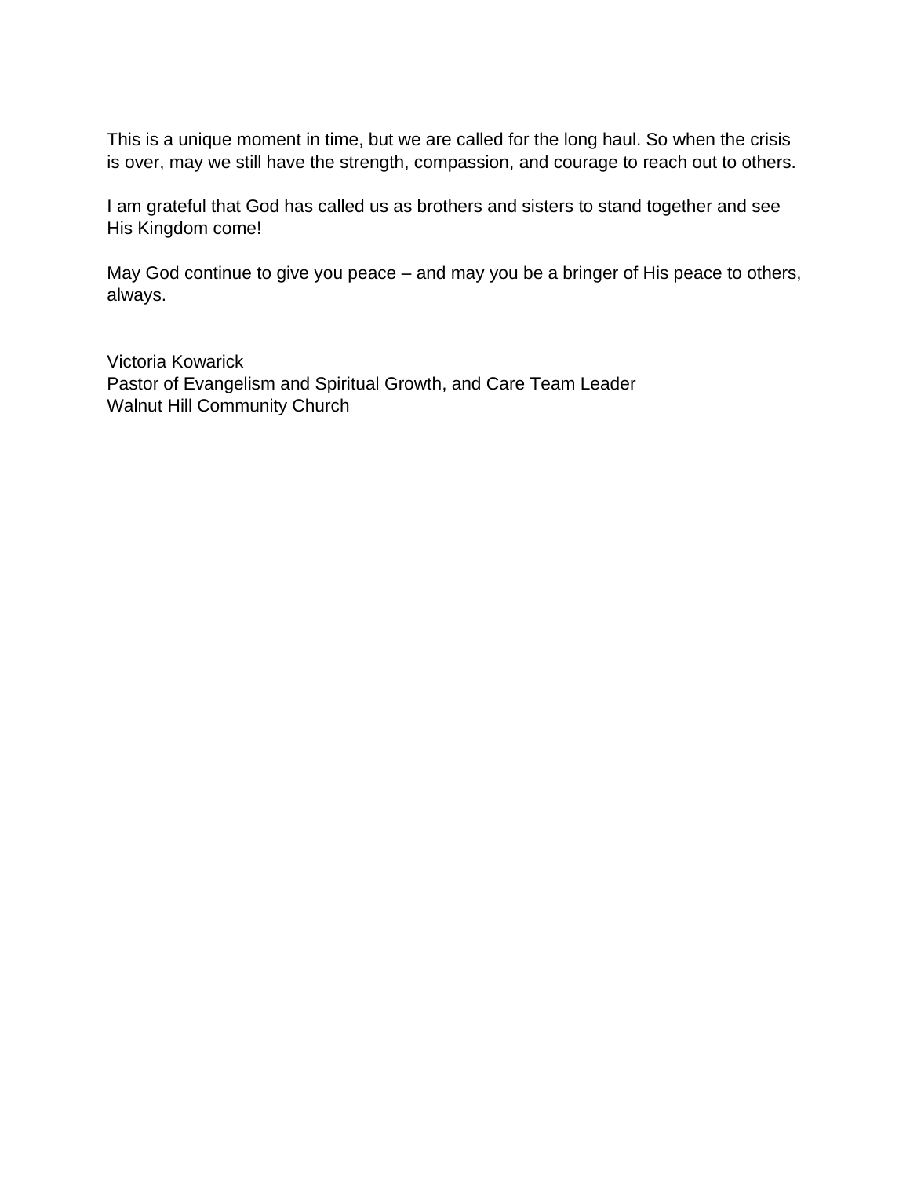This is a unique moment in time, but we are called for the long haul. So when the crisis is over, may we still have the strength, compassion, and courage to reach out to others.

I am grateful that God has called us as brothers and sisters to stand together and see His Kingdom come!

May God continue to give you peace – and may you be a bringer of His peace to others, always.

Victoria Kowarick  
Pastor of Evangelism and Spiritual Growth, and Care Team Leader  
Walnut Hill Community Church